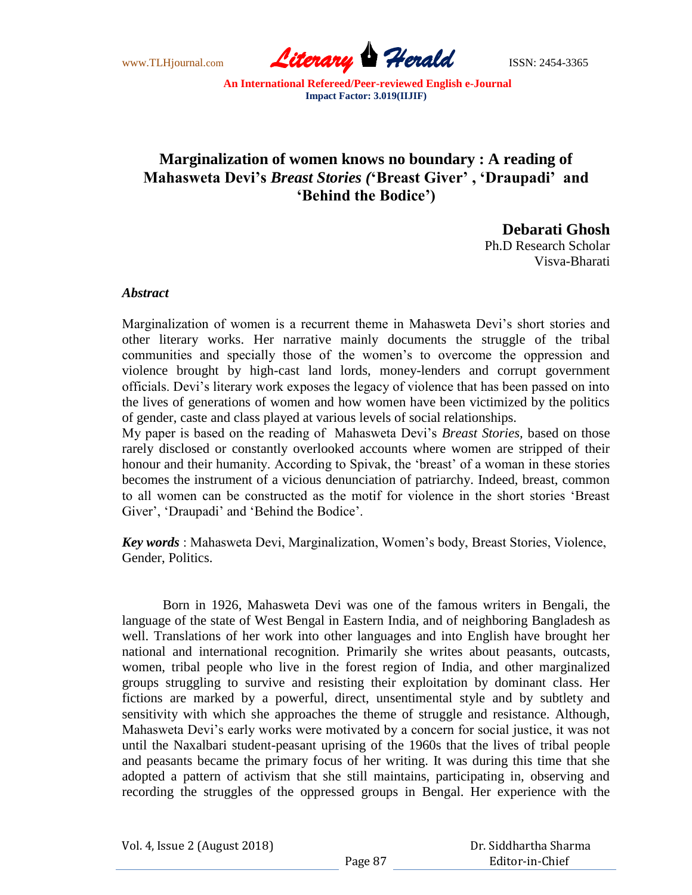# Marginalization of women knows no boundary : A reading of Mahasweta Devi's *Breast Stories (*'Breast Giver' , 'Draupadi' and 'Behind the Bodice')

**Debarati Ghosh**
Ph.D Research Scholar
Visva-Bharati

***Abstract***

Marginalization of women is a recurrent theme in Mahasweta Devi's short stories and other literary works. Her narrative mainly documents the struggle of the tribal communities and specially those of the women's to overcome the oppression and violence brought by high-cast land lords, money-lenders and corrupt government officials. Devi's literary work exposes the legacy of violence that has been passed on into the lives of generations of women and how women have been victimized by the politics of gender, caste and class played at various levels of social relationships.

My paper is based on the reading of Mahasweta Devi's *Breast Stories,* based on those rarely disclosed or constantly overlooked accounts where women are stripped of their honour and their humanity. According to Spivak, the 'breast' of a woman in these stories becomes the instrument of a vicious denunciation of patriarchy. Indeed, breast, common to all women can be constructed as the motif for violence in the short stories 'Breast Giver', 'Draupadi' and 'Behind the Bodice'.

***Key words*** : Mahasweta Devi, Marginalization, Women's body, Breast Stories, Violence, Gender, Politics.

Born in 1926, Mahasweta Devi was one of the famous writers in Bengali, the language of the state of West Bengal in Eastern India, and of neighboring Bangladesh as well. Translations of her work into other languages and into English have brought her national and international recognition. Primarily she writes about peasants, outcasts, women, tribal people who live in the forest region of India, and other marginalized groups struggling to survive and resisting their exploitation by dominant class. Her fictions are marked by a powerful, direct, unsentimental style and by subtlety and sensitivity with which she approaches the theme of struggle and resistance. Although, Mahasweta Devi's early works were motivated by a concern for social justice, it was not until the Naxalbari student-peasant uprising of the 1960s that the lives of tribal people and peasants became the primary focus of her writing. It was during this time that she adopted a pattern of activism that she still maintains, participating in, observing and recording the struggles of the oppressed groups in Bengal. Her experience with the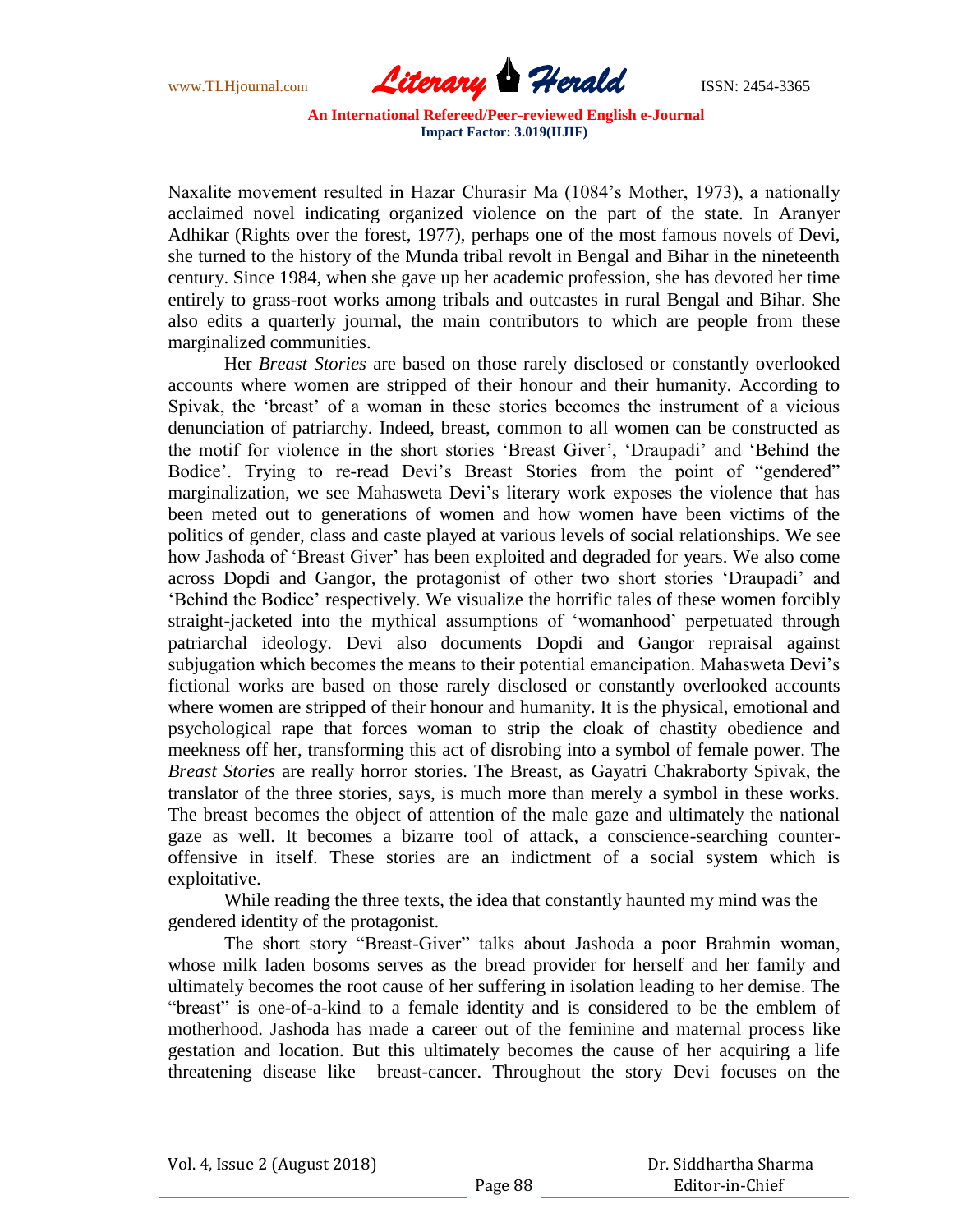Naxalite movement resulted in Hazar Churasir Ma (1084's Mother, 1973), a nationally acclaimed novel indicating organized violence on the part of the state. In Aranyer Adhikar (Rights over the forest, 1977), perhaps one of the most famous novels of Devi, she turned to the history of the Munda tribal revolt in Bengal and Bihar in the nineteenth century. Since 1984, when she gave up her academic profession, she has devoted her time entirely to grass-root works among tribals and outcastes in rural Bengal and Bihar. She also edits a quarterly journal, the main contributors to which are people from these marginalized communities.

Her *Breast Stories* are based on those rarely disclosed or constantly overlooked accounts where women are stripped of their honour and their humanity. According to Spivak, the 'breast' of a woman in these stories becomes the instrument of a vicious denunciation of patriarchy. Indeed, breast, common to all women can be constructed as the motif for violence in the short stories 'Breast Giver', 'Draupadi' and 'Behind the Bodice'. Trying to re-read Devi's Breast Stories from the point of "gendered" marginalization, we see Mahasweta Devi's literary work exposes the violence that has been meted out to generations of women and how women have been victims of the politics of gender, class and caste played at various levels of social relationships. We see how Jashoda of 'Breast Giver' has been exploited and degraded for years. We also come across Dopdi and Gangor, the protagonist of other two short stories 'Draupadi' and 'Behind the Bodice' respectively. We visualize the horrific tales of these women forcibly straight-jacketed into the mythical assumptions of 'womanhood' perpetuated through patriarchal ideology. Devi also documents Dopdi and Gangor repraisal against subjugation which becomes the means to their potential emancipation. Mahasweta Devi's fictional works are based on those rarely disclosed or constantly overlooked accounts where women are stripped of their honour and humanity. It is the physical, emotional and psychological rape that forces woman to strip the cloak of chastity obedience and meekness off her, transforming this act of disrobing into a symbol of female power. The *Breast Stories* are really horror stories. The Breast, as Gayatri Chakraborty Spivak, the translator of the three stories, says, is much more than merely a symbol in these works. The breast becomes the object of attention of the male gaze and ultimately the national gaze as well. It becomes a bizarre tool of attack, a conscience-searching counter-offensive in itself. These stories are an indictment of a social system which is exploitative.

While reading the three texts, the idea that constantly haunted my mind was the gendered identity of the protagonist.

The short story "Breast-Giver" talks about Jashoda a poor Brahmin woman, whose milk laden bosoms serves as the bread provider for herself and her family and ultimately becomes the root cause of her suffering in isolation leading to her demise. The "breast" is one-of-a-kind to a female identity and is considered to be the emblem of motherhood. Jashoda has made a career out of the feminine and maternal process like gestation and location. But this ultimately becomes the cause of her acquiring a life threatening disease like breast-cancer. Throughout the story Devi focuses on the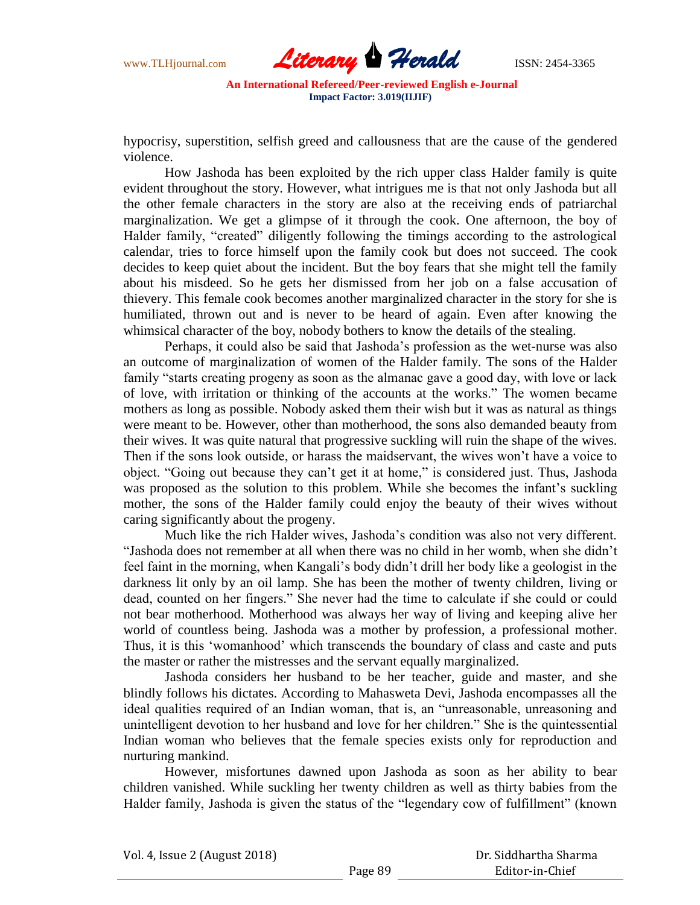hypocrisy, superstition, selfish greed and callousness that are the cause of the gendered violence.

How Jashoda has been exploited by the rich upper class Halder family is quite evident throughout the story. However, what intrigues me is that not only Jashoda but all the other female characters in the story are also at the receiving ends of patriarchal marginalization. We get a glimpse of it through the cook. One afternoon, the boy of Halder family, "created" diligently following the timings according to the astrological calendar, tries to force himself upon the family cook but does not succeed. The cook decides to keep quiet about the incident. But the boy fears that she might tell the family about his misdeed. So he gets her dismissed from her job on a false accusation of thievery. This female cook becomes another marginalized character in the story for she is humiliated, thrown out and is never to be heard of again. Even after knowing the whimsical character of the boy, nobody bothers to know the details of the stealing.

Perhaps, it could also be said that Jashoda's profession as the wet-nurse was also an outcome of marginalization of women of the Halder family. The sons of the Halder family "starts creating progeny as soon as the almanac gave a good day, with love or lack of love, with irritation or thinking of the accounts at the works." The women became mothers as long as possible. Nobody asked them their wish but it was as natural as things were meant to be. However, other than motherhood, the sons also demanded beauty from their wives. It was quite natural that progressive suckling will ruin the shape of the wives. Then if the sons look outside, or harass the maidservant, the wives won't have a voice to object. "Going out because they can't get it at home," is considered just. Thus, Jashoda was proposed as the solution to this problem. While she becomes the infant's suckling mother, the sons of the Halder family could enjoy the beauty of their wives without caring significantly about the progeny.

Much like the rich Halder wives, Jashoda's condition was also not very different. "Jashoda does not remember at all when there was no child in her womb, when she didn't feel faint in the morning, when Kangali's body didn't drill her body like a geologist in the darkness lit only by an oil lamp. She has been the mother of twenty children, living or dead, counted on her fingers." She never had the time to calculate if she could or could not bear motherhood. Motherhood was always her way of living and keeping alive her world of countless being. Jashoda was a mother by profession, a professional mother. Thus, it is this 'womanhood' which transcends the boundary of class and caste and puts the master or rather the mistresses and the servant equally marginalized.

Jashoda considers her husband to be her teacher, guide and master, and she blindly follows his dictates. According to Mahasweta Devi, Jashoda encompasses all the ideal qualities required of an Indian woman, that is, an "unreasonable, unreasoning and unintelligent devotion to her husband and love for her children." She is the quintessential Indian woman who believes that the female species exists only for reproduction and nurturing mankind.

However, misfortunes dawned upon Jashoda as soon as her ability to bear children vanished. While suckling her twenty children as well as thirty babies from the Halder family, Jashoda is given the status of the "legendary cow of fulfillment" (known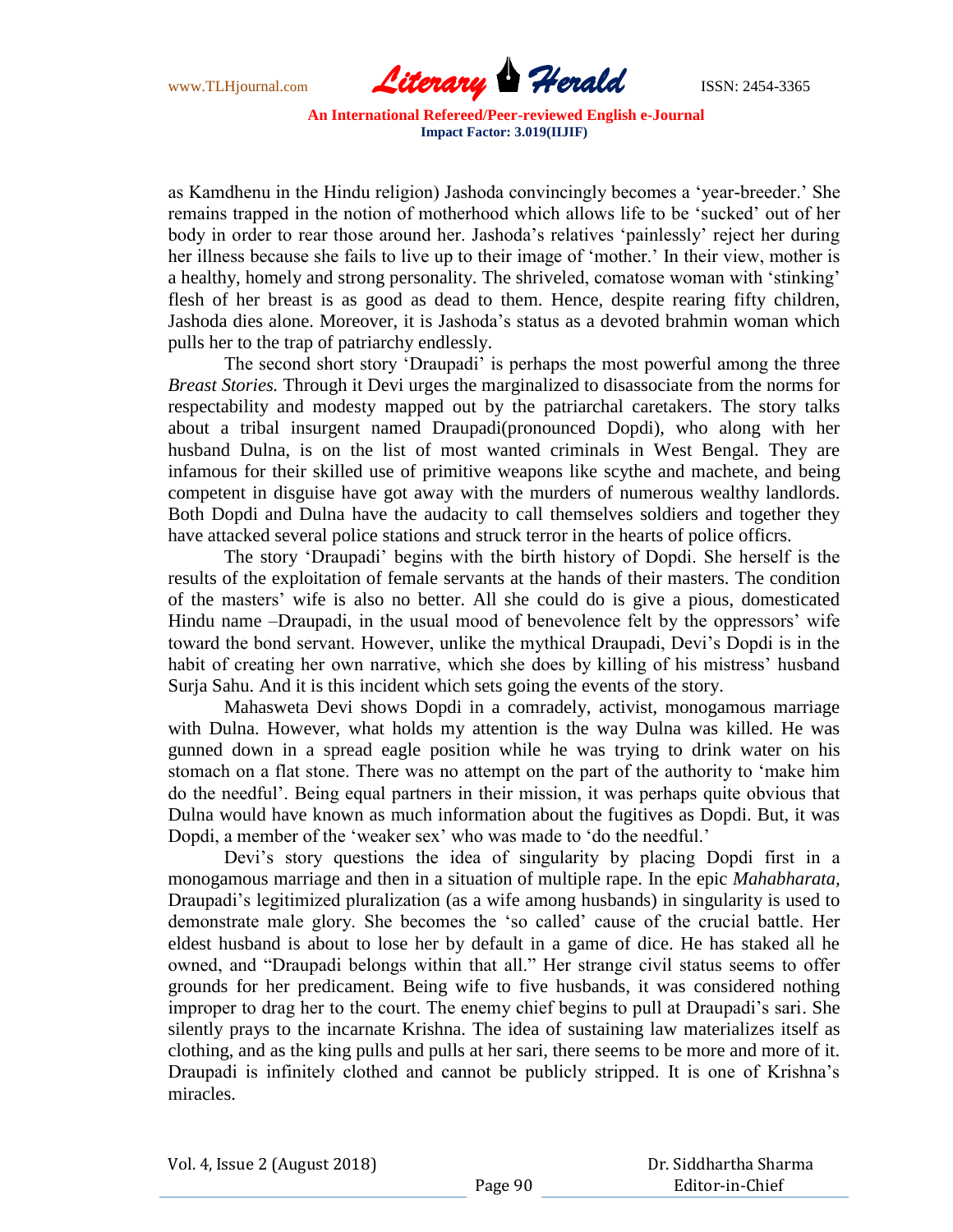as Kamdhenu in the Hindu religion) Jashoda convincingly becomes a 'year-breeder.' She remains trapped in the notion of motherhood which allows life to be 'sucked' out of her body in order to rear those around her. Jashoda's relatives 'painlessly' reject her during her illness because she fails to live up to their image of 'mother.' In their view, mother is a healthy, homely and strong personality. The shriveled, comatose woman with 'stinking' flesh of her breast is as good as dead to them. Hence, despite rearing fifty children, Jashoda dies alone. Moreover, it is Jashoda's status as a devoted brahmin woman which pulls her to the trap of patriarchy endlessly.

The second short story 'Draupadi' is perhaps the most powerful among the three *Breast Stories.* Through it Devi urges the marginalized to disassociate from the norms for respectability and modesty mapped out by the patriarchal caretakers. The story talks about a tribal insurgent named Draupadi(pronounced Dopdi), who along with her husband Dulna, is on the list of most wanted criminals in West Bengal. They are infamous for their skilled use of primitive weapons like scythe and machete, and being competent in disguise have got away with the murders of numerous wealthy landlords. Both Dopdi and Dulna have the audacity to call themselves soldiers and together they have attacked several police stations and struck terror in the hearts of police officrs.

The story 'Draupadi' begins with the birth history of Dopdi. She herself is the results of the exploitation of female servants at the hands of their masters. The condition of the masters' wife is also no better. All she could do is give a pious, domesticated Hindu name –Draupadi, in the usual mood of benevolence felt by the oppressors' wife toward the bond servant. However, unlike the mythical Draupadi, Devi's Dopdi is in the habit of creating her own narrative, which she does by killing of his mistress' husband Surja Sahu. And it is this incident which sets going the events of the story.

Mahasweta Devi shows Dopdi in a comradely, activist, monogamous marriage with Dulna. However, what holds my attention is the way Dulna was killed. He was gunned down in a spread eagle position while he was trying to drink water on his stomach on a flat stone. There was no attempt on the part of the authority to 'make him do the needful'. Being equal partners in their mission, it was perhaps quite obvious that Dulna would have known as much information about the fugitives as Dopdi. But, it was Dopdi, a member of the 'weaker sex' who was made to 'do the needful.'

Devi's story questions the idea of singularity by placing Dopdi first in a monogamous marriage and then in a situation of multiple rape. In the epic *Mahabharata,* Draupadi's legitimized pluralization (as a wife among husbands) in singularity is used to demonstrate male glory. She becomes the 'so called' cause of the crucial battle. Her eldest husband is about to lose her by default in a game of dice. He has staked all he owned, and "Draupadi belongs within that all." Her strange civil status seems to offer grounds for her predicament. Being wife to five husbands, it was considered nothing improper to drag her to the court. The enemy chief begins to pull at Draupadi's sari. She silently prays to the incarnate Krishna. The idea of sustaining law materializes itself as clothing, and as the king pulls and pulls at her sari, there seems to be more and more of it. Draupadi is infinitely clothed and cannot be publicly stripped. It is one of Krishna's miracles.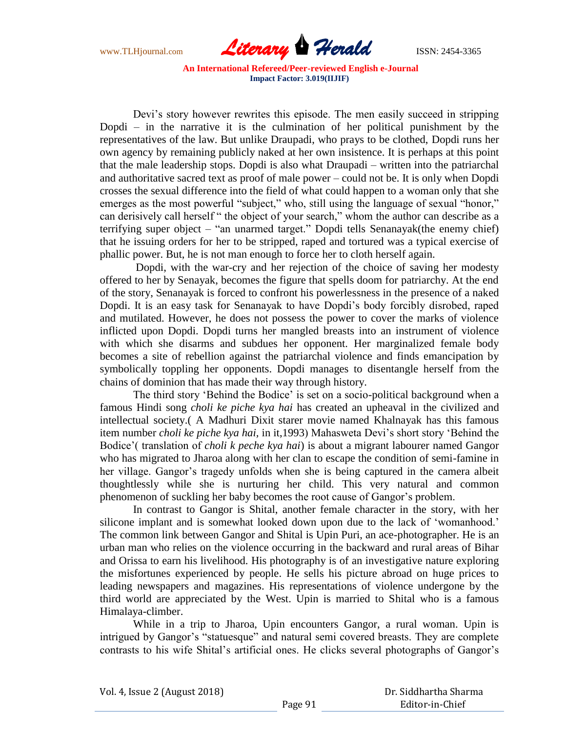Devi's story however rewrites this episode. The men easily succeed in stripping Dopdi – in the narrative it is the culmination of her political punishment by the representatives of the law. But unlike Draupadi, who prays to be clothed, Dopdi runs her own agency by remaining publicly naked at her own insistence. It is perhaps at this point that the male leadership stops. Dopdi is also what Draupadi – written into the patriarchal and authoritative sacred text as proof of male power – could not be. It is only when Dopdi crosses the sexual difference into the field of what could happen to a woman only that she emerges as the most powerful "subject," who, still using the language of sexual "honor," can derisively call herself " the object of your search," whom the author can describe as a terrifying super object – "an unarmed target." Dopdi tells Senanayak(the enemy chief) that he issuing orders for her to be stripped, raped and tortured was a typical exercise of phallic power. But, he is not man enough to force her to cloth herself again.

Dopdi, with the war-cry and her rejection of the choice of saving her modesty offered to her by Senayak, becomes the figure that spells doom for patriarchy. At the end of the story, Senanayak is forced to confront his powerlessness in the presence of a naked Dopdi. It is an easy task for Senanayak to have Dopdi's body forcibly disrobed, raped and mutilated. However, he does not possess the power to cover the marks of violence inflicted upon Dopdi. Dopdi turns her mangled breasts into an instrument of violence with which she disarms and subdues her opponent. Her marginalized female body becomes a site of rebellion against the patriarchal violence and finds emancipation by symbolically toppling her opponents. Dopdi manages to disentangle herself from the chains of dominion that has made their way through history.

The third story 'Behind the Bodice' is set on a socio-political background when a famous Hindi song *choli ke piche kya hai* has created an upheaval in the civilized and intellectual society.( A Madhuri Dixit starer movie named Khalnayak has this famous item number *choli ke piche kya hai,* in it,1993) Mahasweta Devi's short story 'Behind the Bodice'( translation of *choli k peche kya hai*) is about a migrant labourer named Gangor who has migrated to Jharoa along with her clan to escape the condition of semi-famine in her village. Gangor's tragedy unfolds when she is being captured in the camera albeit thoughtlessly while she is nurturing her child. This very natural and common phenomenon of suckling her baby becomes the root cause of Gangor's problem.

In contrast to Gangor is Shital, another female character in the story, with her silicone implant and is somewhat looked down upon due to the lack of 'womanhood.' The common link between Gangor and Shital is Upin Puri, an ace-photographer. He is an urban man who relies on the violence occurring in the backward and rural areas of Bihar and Orissa to earn his livelihood. His photography is of an investigative nature exploring the misfortunes experienced by people. He sells his picture abroad on huge prices to leading newspapers and magazines. His representations of violence undergone by the third world are appreciated by the West. Upin is married to Shital who is a famous Himalaya-climber.

While in a trip to Jharoa, Upin encounters Gangor, a rural woman. Upin is intrigued by Gangor's "statuesque" and natural semi covered breasts. They are complete contrasts to his wife Shital's artificial ones. He clicks several photographs of Gangor's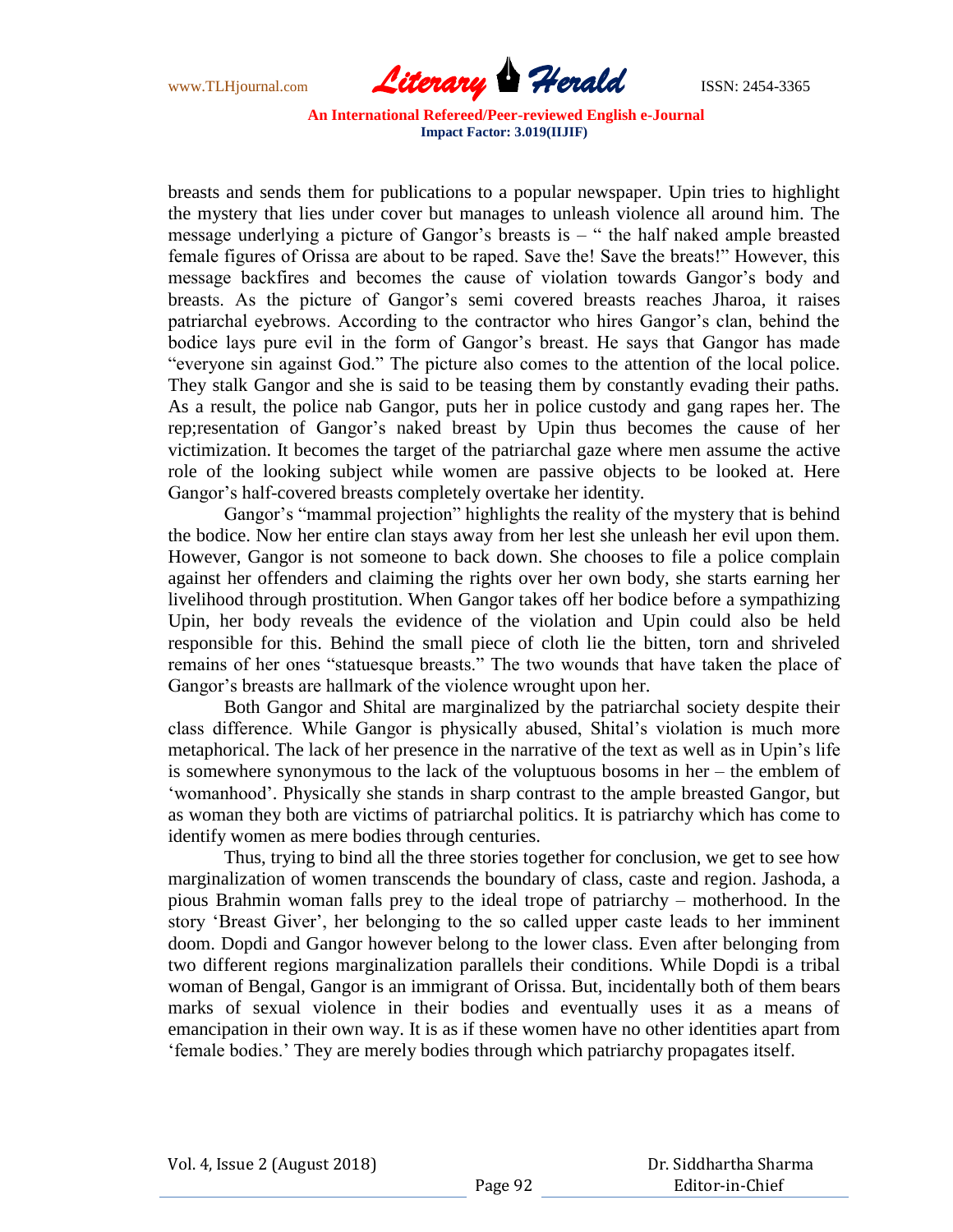breasts and sends them for publications to a popular newspaper. Upin tries to highlight the mystery that lies under cover but manages to unleash violence all around him. The message underlying a picture of Gangor's breasts is – " the half naked ample breasted female figures of Orissa are about to be raped. Save the! Save the breats!" However, this message backfires and becomes the cause of violation towards Gangor's body and breasts. As the picture of Gangor's semi covered breasts reaches Jharoa, it raises patriarchal eyebrows. According to the contractor who hires Gangor's clan, behind the bodice lays pure evil in the form of Gangor's breast. He says that Gangor has made "everyone sin against God." The picture also comes to the attention of the local police. They stalk Gangor and she is said to be teasing them by constantly evading their paths. As a result, the police nab Gangor, puts her in police custody and gang rapes her. The rep;resentation of Gangor's naked breast by Upin thus becomes the cause of her victimization. It becomes the target of the patriarchal gaze where men assume the active role of the looking subject while women are passive objects to be looked at. Here Gangor's half-covered breasts completely overtake her identity.

Gangor's "mammal projection" highlights the reality of the mystery that is behind the bodice. Now her entire clan stays away from her lest she unleash her evil upon them. However, Gangor is not someone to back down. She chooses to file a police complain against her offenders and claiming the rights over her own body, she starts earning her livelihood through prostitution. When Gangor takes off her bodice before a sympathizing Upin, her body reveals the evidence of the violation and Upin could also be held responsible for this. Behind the small piece of cloth lie the bitten, torn and shriveled remains of her ones "statuesque breasts." The two wounds that have taken the place of Gangor's breasts are hallmark of the violence wrought upon her.

Both Gangor and Shital are marginalized by the patriarchal society despite their class difference. While Gangor is physically abused, Shital's violation is much more metaphorical. The lack of her presence in the narrative of the text as well as in Upin's life is somewhere synonymous to the lack of the voluptuous bosoms in her – the emblem of 'womanhood'. Physically she stands in sharp contrast to the ample breasted Gangor, but as woman they both are victims of patriarchal politics. It is patriarchy which has come to identify women as mere bodies through centuries.

Thus, trying to bind all the three stories together for conclusion, we get to see how marginalization of women transcends the boundary of class, caste and region. Jashoda, a pious Brahmin woman falls prey to the ideal trope of patriarchy – motherhood. In the story 'Breast Giver', her belonging to the so called upper caste leads to her imminent doom. Dopdi and Gangor however belong to the lower class. Even after belonging from two different regions marginalization parallels their conditions. While Dopdi is a tribal woman of Bengal, Gangor is an immigrant of Orissa. But, incidentally both of them bears marks of sexual violence in their bodies and eventually uses it as a means of emancipation in their own way. It is as if these women have no other identities apart from 'female bodies.' They are merely bodies through which patriarchy propagates itself.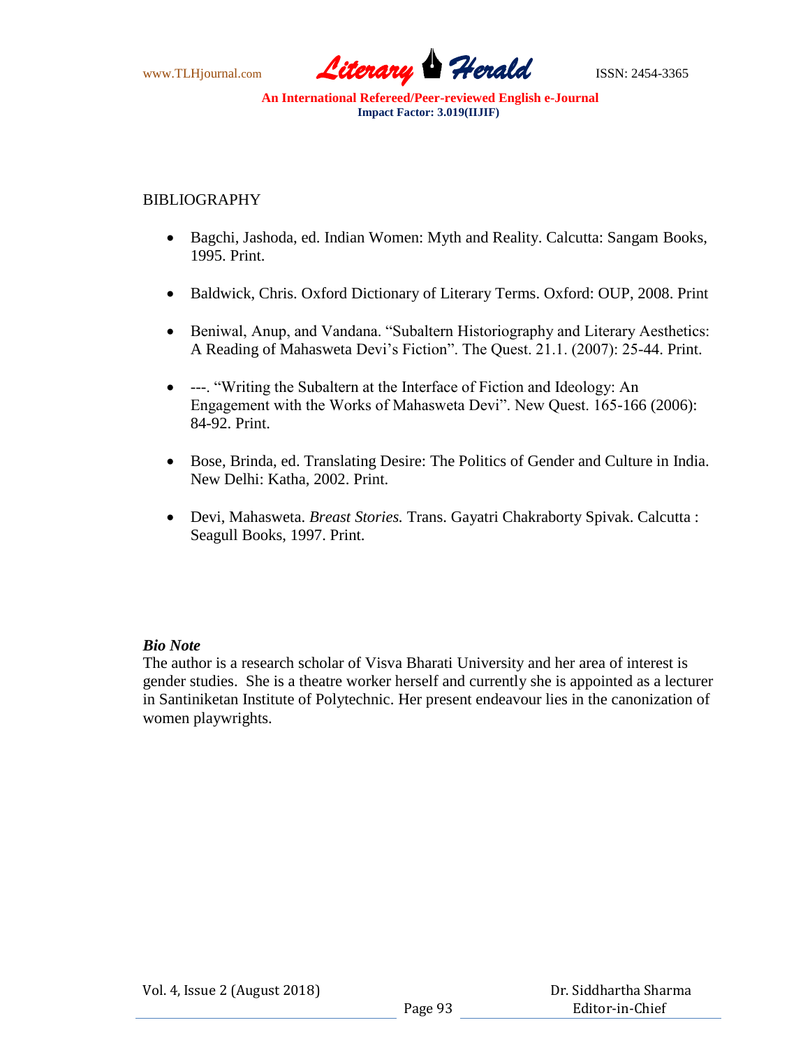BIBLIOGRAPHY

- Bagchi, Jashoda, ed. Indian Women: Myth and Reality. Calcutta: Sangam Books, 1995. Print.
- Baldwick, Chris. Oxford Dictionary of Literary Terms. Oxford: OUP, 2008. Print
- Beniwal, Anup, and Vandana. "Subaltern Historiography and Literary Aesthetics: A Reading of Mahasweta Devi's Fiction". The Quest. 21.1. (2007): 25-44. Print.
- ---. "Writing the Subaltern at the Interface of Fiction and Ideology: An Engagement with the Works of Mahasweta Devi". New Quest. 165-166 (2006): 84-92. Print.
- Bose, Brinda, ed. Translating Desire: The Politics of Gender and Culture in India. New Delhi: Katha, 2002. Print.
- Devi, Mahasweta. *Breast Stories.* Trans. Gayatri Chakraborty Spivak. Calcutta : Seagull Books, 1997. Print.

***Bio Note***

The author is a research scholar of Visva Bharati University and her area of interest is gender studies. She is a theatre worker herself and currently she is appointed as a lecturer in Santiniketan Institute of Polytechnic. Her present endeavour lies in the canonization of women playwrights.